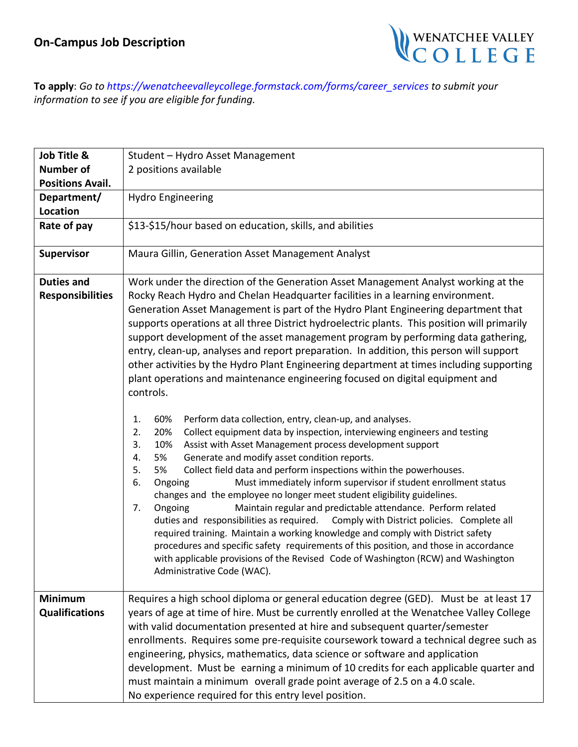## On-Campus Job Description

WENATCHEE VALLEY COLLEGE

**To apply**: *Go to https://wenatcheevalleycollege.formstack.com/forms/career_services to submit your information to see if you are eligible for funding.*

| | |
|---|---|
| **Job Title & Number of Positions Avail.** | Student – Hydro Asset Management<br>2 positions available |
| **Department/ Location** | Hydro Engineering |
| **Rate of pay** | \$13-\$15/hour based on education, skills, and abilities |
| **Supervisor** | Maura Gillin, Generation Asset Management Analyst |
| **Duties and Responsibilities** | Work under the direction of the Generation Asset Management Analyst working at the Rocky Reach Hydro and Chelan Headquarter facilities in a learning environment. Generation Asset Management is part of the Hydro Plant Engineering department that supports operations at all three District hydroelectric plants. This position will primarily support development of the asset management program by performing data gathering, entry, clean-up, analyses and report preparation. In addition, this person will support other activities by the Hydro Plant Engineering department at times including supporting plant operations and maintenance engineering focused on digital equipment and controls.<br><br>1. 60% Perform data collection, entry, clean-up, and analyses.<br>2. 20% Collect equipment data by inspection, interviewing engineers and testing<br>3. 10% Assist with Asset Management process development support<br>4. 5% Generate and modify asset condition reports.<br>5. 5% Collect field data and perform inspections within the powerhouses.<br>6. Ongoing Must immediately inform supervisor if student enrollment status changes and the employee no longer meet student eligibility guidelines.<br>7. Ongoing Maintain regular and predictable attendance. Perform related duties and responsibilities as required. Comply with District policies. Complete all required training. Maintain a working knowledge and comply with District safety procedures and specific safety requirements of this position, and those in accordance with applicable provisions of the Revised Code of Washington (RCW) and Washington Administrative Code (WAC). |
| **Minimum Qualifications** | Requires a high school diploma or general education degree (GED). Must be at least 17 years of age at time of hire. Must be currently enrolled at the Wenatchee Valley College with valid documentation presented at hire and subsequent quarter/semester enrollments. Requires some pre-requisite coursework toward a technical degree such as engineering, physics, mathematics, data science or software and application development. Must be earning a minimum of 10 credits for each applicable quarter and must maintain a minimum overall grade point average of 2.5 on a 4.0 scale.<br>No experience required for this entry level position. |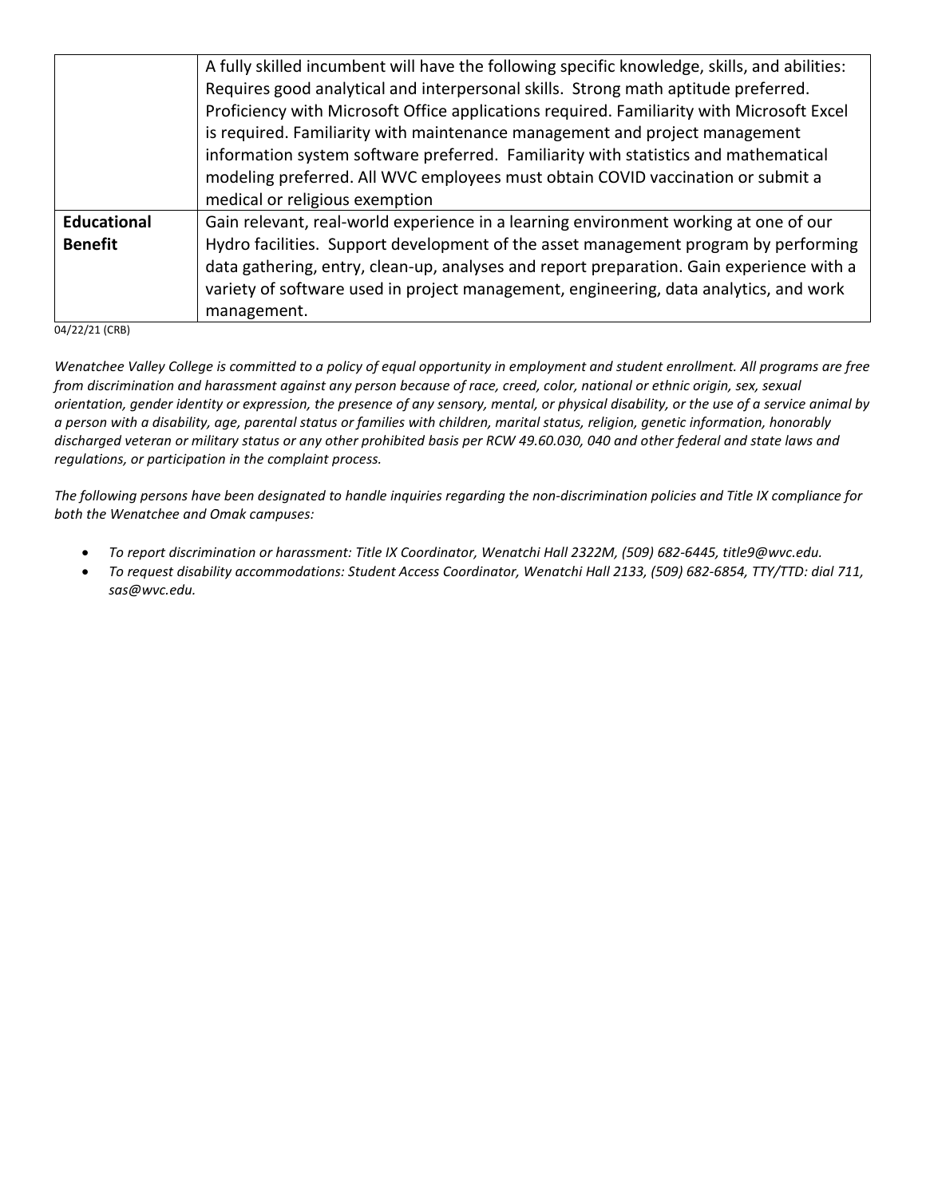| | |
|---|---|
| | A fully skilled incumbent will have the following specific knowledge, skills, and abilities: Requires good analytical and interpersonal skills. Strong math aptitude preferred. Proficiency with Microsoft Office applications required. Familiarity with Microsoft Excel is required. Familiarity with maintenance management and project management information system software preferred. Familiarity with statistics and mathematical modeling preferred. All WVC employees must obtain COVID vaccination or submit a medical or religious exemption |
| **Educational Benefit** | Gain relevant, real-world experience in a learning environment working at one of our Hydro facilities. Support development of the asset management program by performing data gathering, entry, clean-up, analyses and report preparation. Gain experience with a variety of software used in project management, engineering, data analytics, and work management. |

04/22/21 (CRB)

*Wenatchee Valley College is committed to a policy of equal opportunity in employment and student enrollment. All programs are free from discrimination and harassment against any person because of race, creed, color, national or ethnic origin, sex, sexual orientation, gender identity or expression, the presence of any sensory, mental, or physical disability, or the use of a service animal by a person with a disability, age, parental status or families with children, marital status, religion, genetic information, honorably discharged veteran or military status or any other prohibited basis per RCW 49.60.030, 040 and other federal and state laws and regulations, or participation in the complaint process.*

*The following persons have been designated to handle inquiries regarding the non-discrimination policies and Title IX compliance for both the Wenatchee and Omak campuses:*

- *To report discrimination or harassment: Title IX Coordinator, Wenatchi Hall 2322M, (509) 682-6445, title9@wvc.edu.*
- *To request disability accommodations: Student Access Coordinator, Wenatchi Hall 2133, (509) 682-6854, TTY/TTD: dial 711, sas@wvc.edu.*